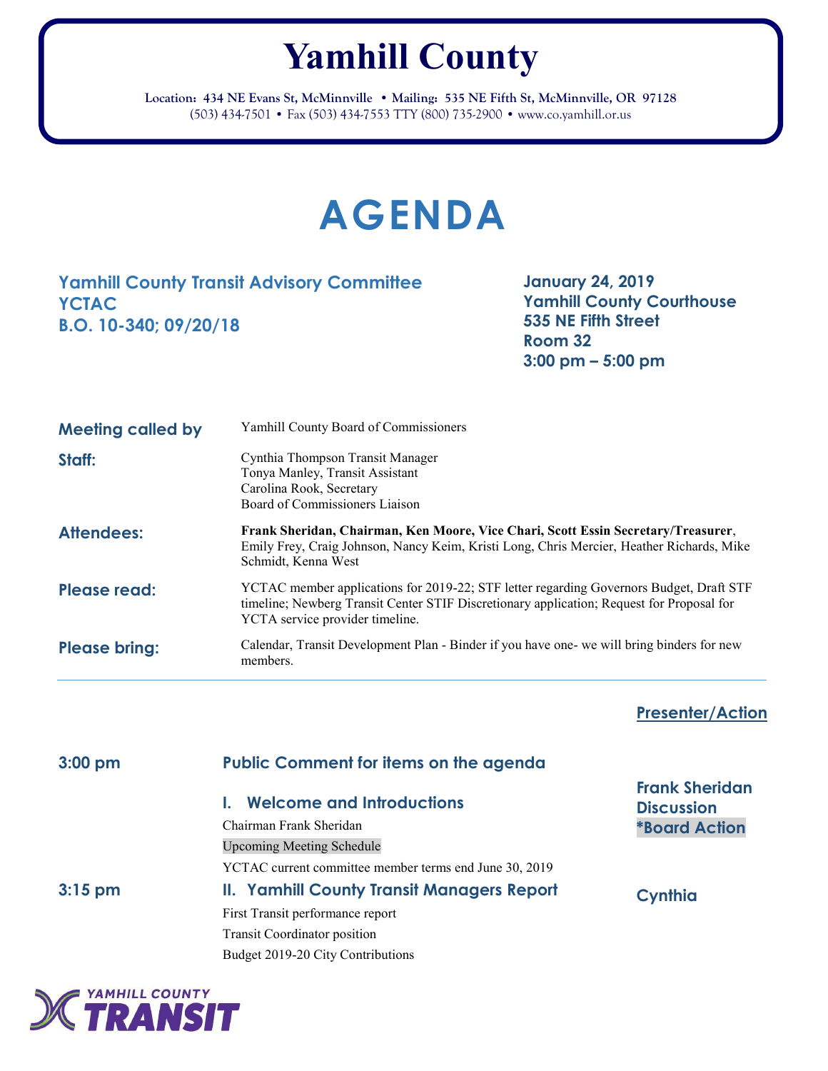# Yamhill County

**Location: 434 NE Evans St, McMinnville • Mailing: 535 NE Fifth St, McMinnville, OR 97128**
(503) 434-7501 • Fax (503) 434-7553 TTY (800) 735-2900 • www.co.yamhill.or.us

# AGENDA

**Yamhill County Transit Advisory Committee**
**YCTAC**
**B.O. 10-340; 09/20/18**

**January 24, 2019**
**Yamhill County Courthouse**
**535 NE Fifth Street**
**Room 32**
**3:00 pm – 5:00 pm**

| | |
|---|---|
| **Meeting called by** | Yamhill County Board of Commissioners |
| **Staff:** | Cynthia Thompson Transit Manager<br>Tonya Manley, Transit Assistant<br>Carolina Rook, Secretary<br>Board of Commissioners Liaison |
| **Attendees:** | **Frank Sheridan, Chairman, Ken Moore, Vice Chari, Scott Essin Secretary/Treasurer**, Emily Frey, Craig Johnson, Nancy Keim, Kristi Long, Chris Mercier, Heather Richards, Mike Schmidt, Kenna West |
| **Please read:** | YCTAC member applications for 2019-22; STF letter regarding Governors Budget, Draft STF timeline; Newberg Transit Center STIF Discretionary application; Request for Proposal for YCTA service provider timeline. |
| **Please bring:** | Calendar, Transit Development Plan - Binder if you have one- we will bring binders for new members. |

| | | Presenter/Action |
|---|---|---|
| **3:00 pm** | **Public Comment for items on the agenda** | |
| | **I. Welcome and Introductions**<br>Chairman Frank Sheridan<br>Upcoming Meeting Schedule<br>YCTAC current committee member terms end June 30, 2019 | **Frank Sheridan**<br>**Discussion**<br>**\*Board Action** |
| **3:15 pm** | **II. Yamhill County Transit Managers Report**<br>First Transit performance report<br>Transit Coordinator position<br>Budget 2019-20 City Contributions | **Cynthia** |

YAMHILL COUNTY TRANSIT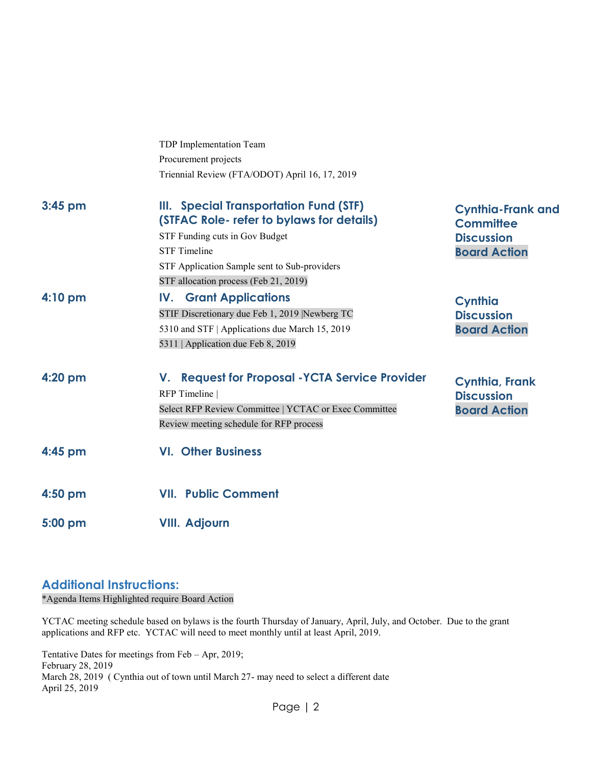TDP Implementation Team
Procurement projects
Triennial Review (FTA/ODOT) April 16, 17, 2019

| | | |
|---|---|---|
| **3:45 pm** | **III. Special Transportation Fund (STF) (STFAC Role- refer to bylaws for details)**<br>STF Funding cuts in Gov Budget<br>STF Timeline<br>STF Application Sample sent to Sub-providers<br>STF allocation process (Feb 21, 2019) | **Cynthia-Frank and Committee**<br>**Discussion**<br>**Board Action** |
| **4:10 pm** | **IV. Grant Applications**<br>STIF Discretionary due Feb 1, 2019 \|Newberg TC<br>5310 and STF \| Applications due March 15, 2019<br>5311 \| Application due Feb 8, 2019 | **Cynthia**<br>**Discussion**<br>**Board Action** |
| **4:20 pm** | **V. Request for Proposal -YCTA Service Provider**<br>RFP Timeline \|<br>Select RFP Review Committee \| YCTAC or Exec Committee<br>Review meeting schedule for RFP process | **Cynthia, Frank**<br>**Discussion**<br>**Board Action** |
| **4:45 pm** | **VI. Other Business** | |
| **4:50 pm** | **VII. Public Comment** | |
| **5:00 pm** | **VIII. Adjourn** | |

## Additional Instructions:

*Agenda Items Highlighted require Board Action

YCTAC meeting schedule based on bylaws is the fourth Thursday of January, April, July, and October. Due to the grant applications and RFP etc. YCTAC will need to meet monthly until at least April, 2019.

Tentative Dates for meetings from Feb – Apr, 2019;
February 28, 2019
March 28, 2019 ( Cynthia out of town until March 27- may need to select a different date
April 25, 2019